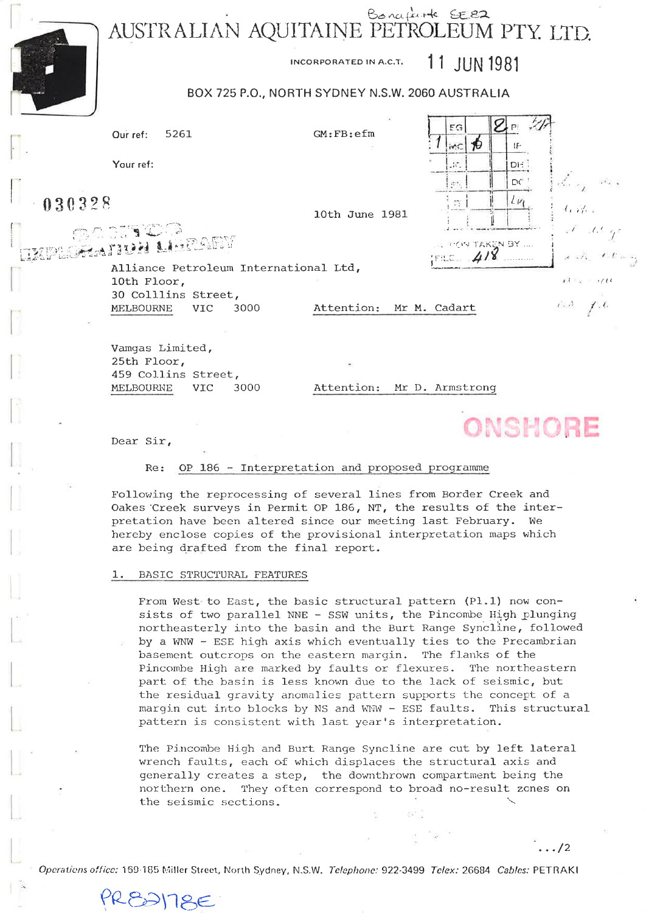Bonaparte SE82

# AUSTRALIAN AQUITAINE PETROLEUM PTY. LTD.

INCORPORATED IN A.C.T. 11 JUN 1981

BOX 725 P.O., NORTH SYDNEY N.S.W. 2060 AUSTRALIA

Our ref: 5261 GM:FB:efm

Your ref:

030328

10th June 1981

FILE 418

SANTOS EXPLORATION LIBRARY

Alliance Petroleum International Ltd,
10th Floor,
30 Colllins Street,
MELBOURNE VIC 3000 Attention: Mr M. Cadart

Vamgas Limited,
25th Floor,
459 Collins Street,
MELBOURNE VIC 3000 Attention: Mr D. Armstrong

ONSHORE

Dear Sir,

Re: OP 186 - Interpretation and proposed programme

Following the reprocessing of several lines from Border Creek and Oakes Creek surveys in Permit OP 186, NT, the results of the interpretation have been altered since our meeting last February. We hereby enclose copies of the provisional interpretation maps which are being drafted from the final report.

## 1. BASIC STRUCTURAL FEATURES

From West to East, the basic structural pattern (Pl.1) now consists of two parallel NNE - SSW units, the Pincombe High plunging northeasterly into the basin and the Burt Range Syncline, followed by a WNW - ESE high axis which eventually ties to the Precambrian basement outcrops on the eastern margin. The flanks of the Pincombe High are marked by faults or flexures. The northeastern part of the basin is less known due to the lack of seismic, but the residual gravity anomalies pattern supports the concept of a margin cut into blocks by NS and WNW - ESE faults. This structural pattern is consistent with last year's interpretation.

The Pincombe High and Burt Range Syncline are cut by left lateral wrench faults, each of which displaces the structural axis and generally creates a step, the downthrown compartment being the northern one. They often correspond to broad no-result zones on the seismic sections.

.../2

Operations office: 159-185 Miller Street, North Sydney, N.S.W. Telephone: 922-3499 Telex: 26684 Cables: PETRAKI

PR82/178E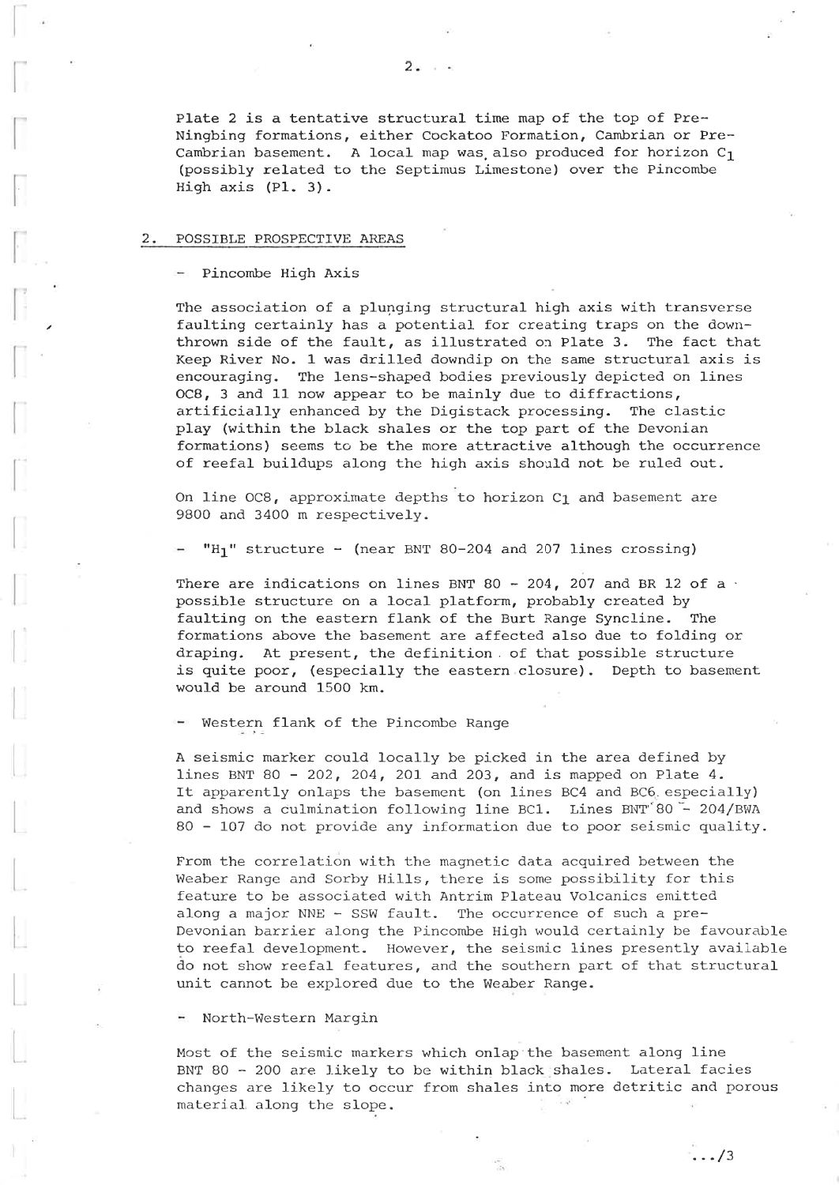Plate 2 is a tentative structural time map of the top of Pre-Ningbing formations, either Cockatoo Formation, Cambrian or Pre-Cambrian basement. A local map was also produced for horizon $C_1$ (possibly related to the Septimus Limestone) over the Pincombe High axis (Pl. 3).

## 2. POSSIBLE PROSPECTIVE AREAS

- Pincombe High Axis

The association of a plunging structural high axis with transverse faulting certainly has a potential for creating traps on the down-thrown side of the fault, as illustrated on Plate 3. The fact that Keep River No. 1 was drilled downdip on the same structural axis is encouraging. The lens-shaped bodies previously depicted on lines OC8, 3 and 11 now appear to be mainly due to diffractions, artificially enhanced by the Digistack processing. The clastic play (within the black shales or the top part of the Devonian formations) seems to be the more attractive although the occurrence of reefal buildups along the high axis should not be ruled out.

On line OC8, approximate depths to horizon $C_1$ and basement are 9800 and 3400 m respectively.

- "$H_1$" structure - (near BNT 80-204 and 207 lines crossing)

There are indications on lines BNT 80 - 204, 207 and BR 12 of a possible structure on a local platform, probably created by faulting on the eastern flank of the Burt Range Syncline. The formations above the basement are affected also due to folding or draping. At present, the definition of that possible structure is quite poor, (especially the eastern closure). Depth to basement would be around 1500 km.

- Western flank of the Pincombe Range

A seismic marker could locally be picked in the area defined by lines BNT 80 - 202, 204, 201 and 203, and is mapped on Plate 4. It apparently onlaps the basement (on lines BC4 and BC6 especially) and shows a culmination following line BC1. Lines BNT 80 - 204/BWA 80 - 107 do not provide any information due to poor seismic quality.

From the correlation with the magnetic data acquired between the Weaber Range and Sorby Hills, there is some possibility for this feature to be associated with Antrim Plateau Volcanics emitted along a major NNE - SSW fault. The occurrence of such a pre-Devonian barrier along the Pincombe High would certainly be favourable to reefal development. However, the seismic lines presently available do not show reefal features, and the southern part of that structural unit cannot be explored due to the Weaber Range.

- North-Western Margin

Most of the seismic markers which onlap the basement along line BNT 80 - 200 are likely to be within black shales. Lateral facies changes are likely to occur from shales into more detritic and porous material along the slope.

.../3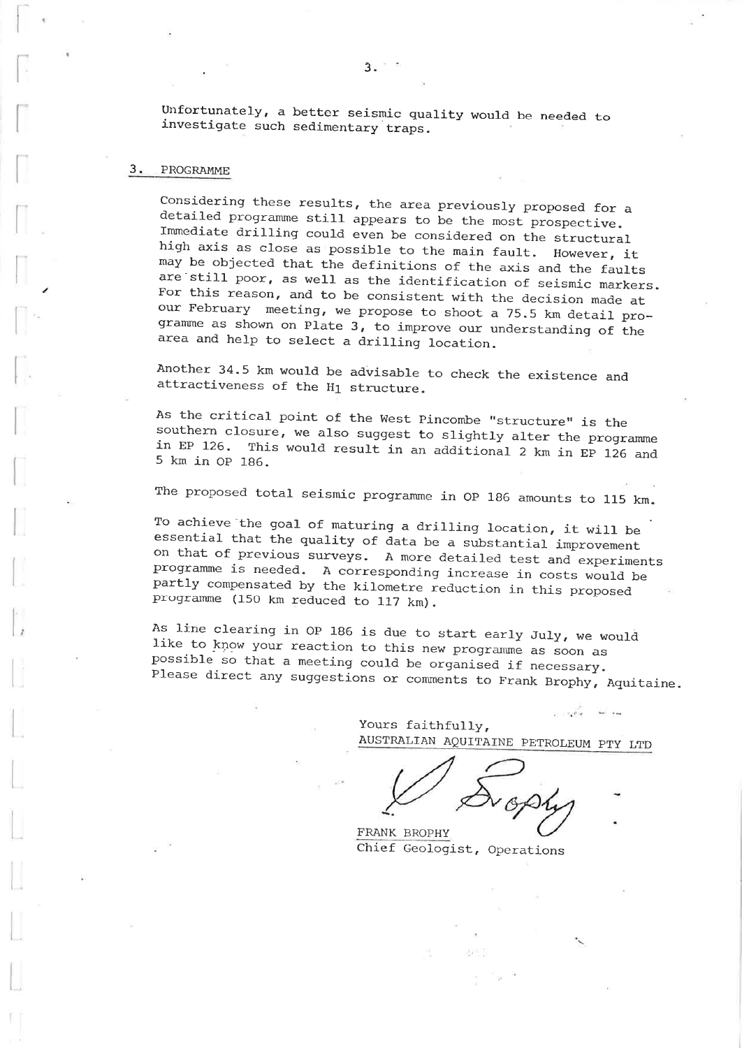Unfortunately, a better seismic quality would be needed to investigate such sedimentary traps.

## 3. PROGRAMME

Considering these results, the area previously proposed for a detailed programme still appears to be the most prospective. Immediate drilling could even be considered on the structural high axis as close as possible to the main fault. However, it may be objected that the definitions of the axis and the faults are still poor, as well as the identification of seismic markers. For this reason, and to be consistent with the decision made at our February meeting, we propose to shoot a 75.5 km detail programme as shown on Plate 3, to improve our understanding of the area and help to select a drilling location.

Another 34.5 km would be advisable to check the existence and attractiveness of the $H_1$ structure.

As the critical point of the West Pincombe "structure" is the southern closure, we also suggest to slightly alter the programme in EP 126. This would result in an additional 2 km in EP 126 and 5 km in OP 186.

The proposed total seismic programme in OP 186 amounts to 115 km.

To achieve the goal of maturing a drilling location, it will be essential that the quality of data be a substantial improvement on that of previous surveys. A more detailed test and experiments programme is needed. A corresponding increase in costs would be partly compensated by the kilometre reduction in this proposed programme (150 km reduced to 117 km).

As line clearing in OP 186 is due to start early July, we would like to know your reaction to this new programme as soon as possible so that a meeting could be organised if necessary. Please direct any suggestions or comments to Frank Brophy, Aquitaine.

Yours faithfully,
AUSTRALIAN AQUITAINE PETROLEUM PTY LTD

FRANK BROPHY
Chief Geologist, Operations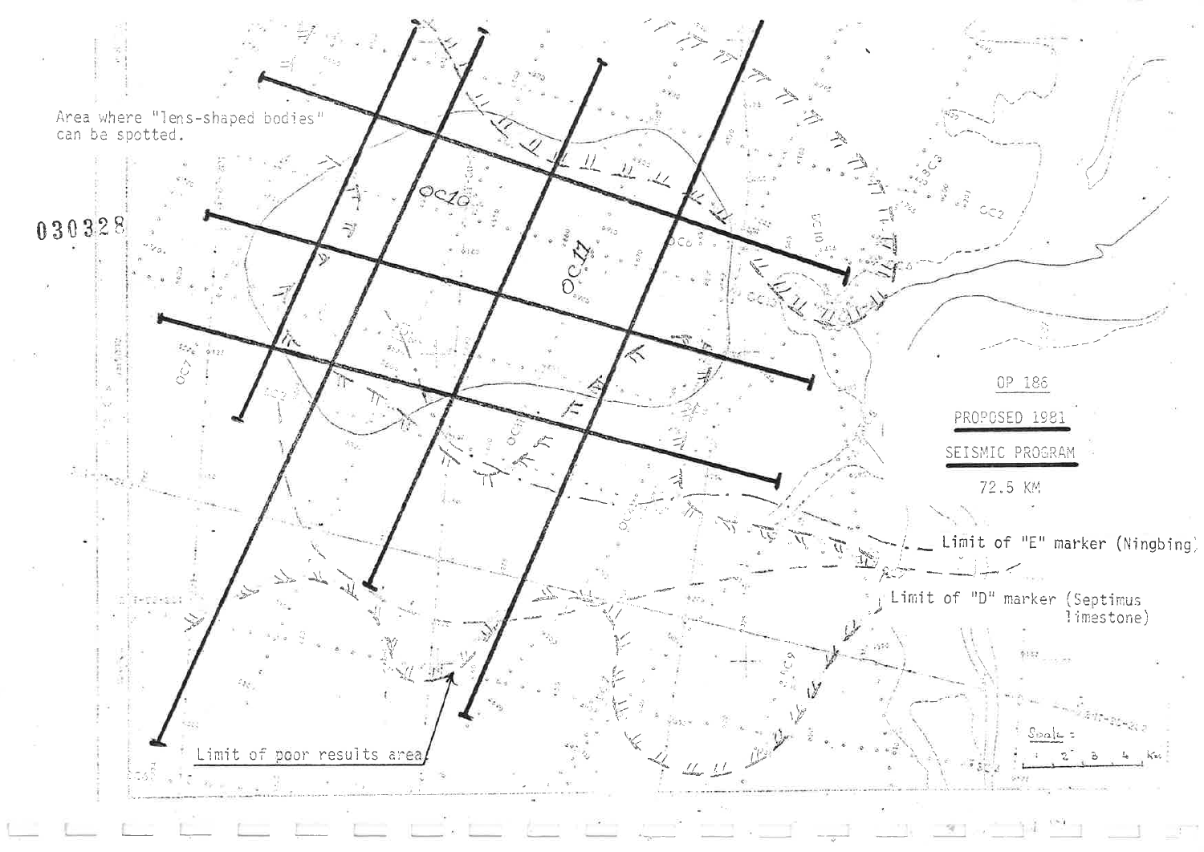Area where "lens-shaped bodies" can be spotted.

030328

OC10

OC11

OP 186

PROPOSED 1981

SEISMIC PROGRAM

72.5 KM

Limit of "E" marker (Ningbing)

Limit of "D" marker (Septimus limestone)

Limit of poor results area

Scale = 1 2 3 4 Km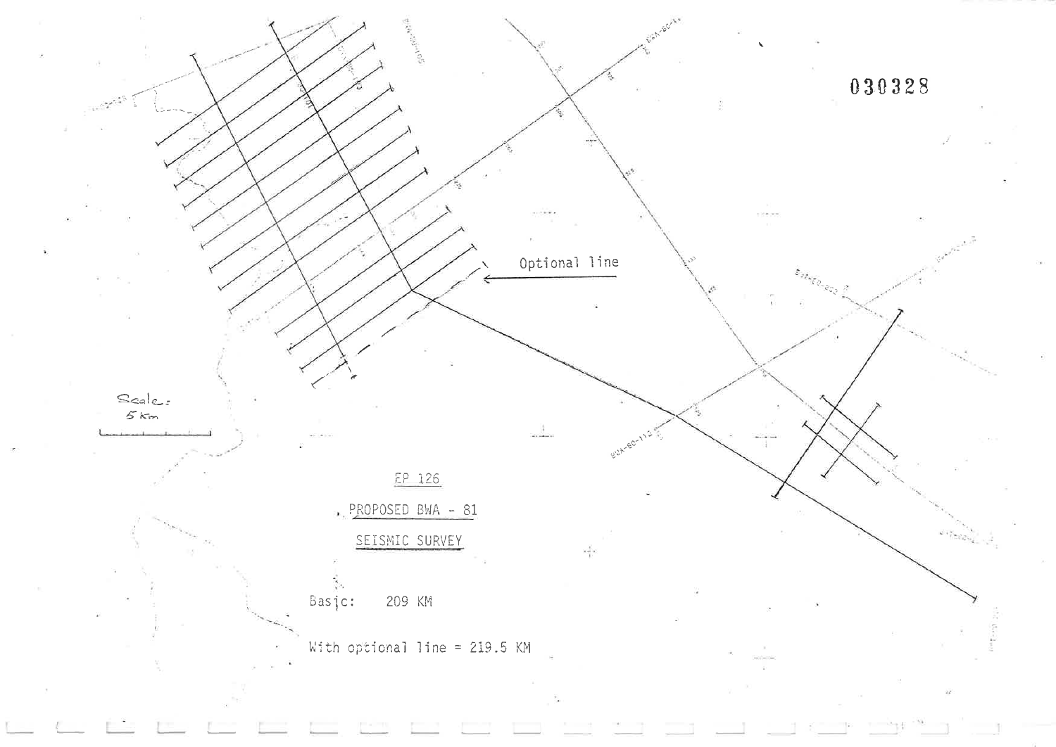030328

Optional line

Scale: 5 km

EP 126

PROPOSED BWA - 81

SEISMIC SURVEY

Basic: 209 KM

With optional line = 219.5 KM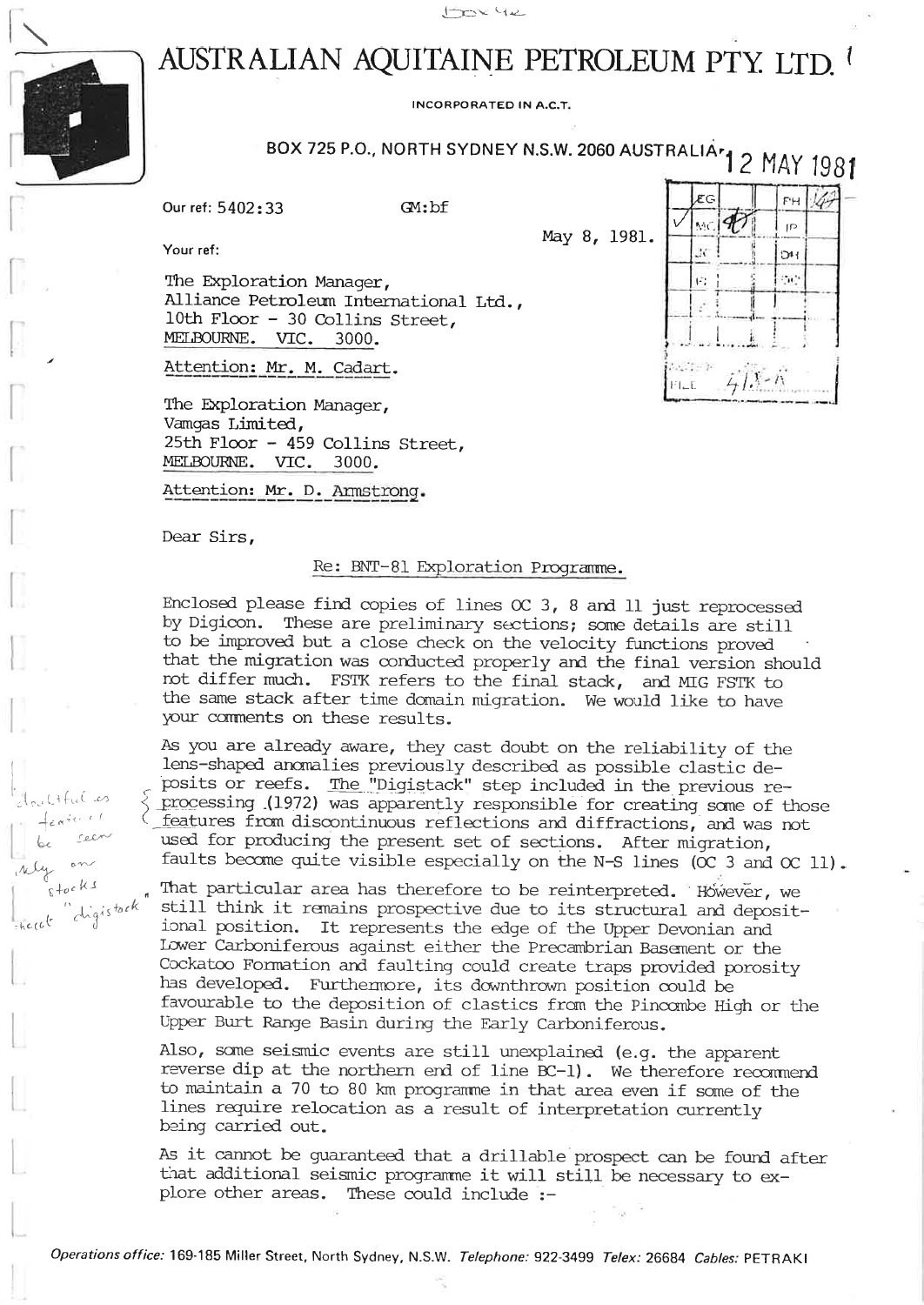# AUSTRALIAN AQUITAINE PETROLEUM PTY. LTD.

INCORPORATED IN A.C.T.

BOX 725 P.O., NORTH SYDNEY N.S.W. 2060 AUSTRALIA

12 MAY 1981

Our ref: 5402:33 GM:bf

Your ref:

May 8, 1981.

The Exploration Manager,
Alliance Petroleum International Ltd.,
10th Floor - 30 Collins Street,
MELBOURNE. VIC. 3000.

Attention: Mr. M. Cadart.

The Exploration Manager,
Vamgas Limited,
25th Floor - 459 Collins Street,
MELBOURNE. VIC. 3000.

Attention: Mr. D. Armstrong.

Dear Sirs,

Re: BNT-81 Exploration Programme.

Enclosed please find copies of lines OC 3, 8 and 11 just reprocessed by Digicon. These are preliminary sections; some details are still to be improved but a close check on the velocity functions proved that the migration was conducted properly and the final version should not differ much. FSTK refers to the final stack, and MIG FSTK to the same stack after time domain migration. We would like to have your comments on these results.

As you are already aware, they cast doubt on the reliability of the lens-shaped anomalies previously described as possible clastic deposits or reefs. The "Digistack" step included in the previous reprocessing (1972) was apparently responsible for creating some of those features from discontinuous reflections and diffractions, and was not used for producing the present set of sections. After migration, faults become quite visible especially on the N-S lines (OC 3 and OC 11).

That particular area has therefore to be reinterpreted. However, we still think it remains prospective due to its structural and depositional position. It represents the edge of the Upper Devonian and Lower Carboniferous against either the Precambrian Basement or the Cockatoo Formation and faulting could create traps provided porosity has developed. Furthermore, its downthrown position could be favourable to the deposition of clastics from the Pincombe High or the Upper Burt Range Basin during the Early Carboniferous.

Also, some seismic events are still unexplained (e.g. the apparent reverse dip at the northern end of line BC-1). We therefore recommend to maintain a 70 to 80 km programme in that area even if some of the lines require relocation as a result of interpretation currently being carried out.

As it cannot be guaranteed that a drillable prospect can be found after that additional seismic programme it will still be necessary to explore other areas. These could include :-

Operations office: 169-185 Miller Street, North Sydney, N.S.W. Telephone: 922-3499 Telex: 26684 Cables: PETRAKI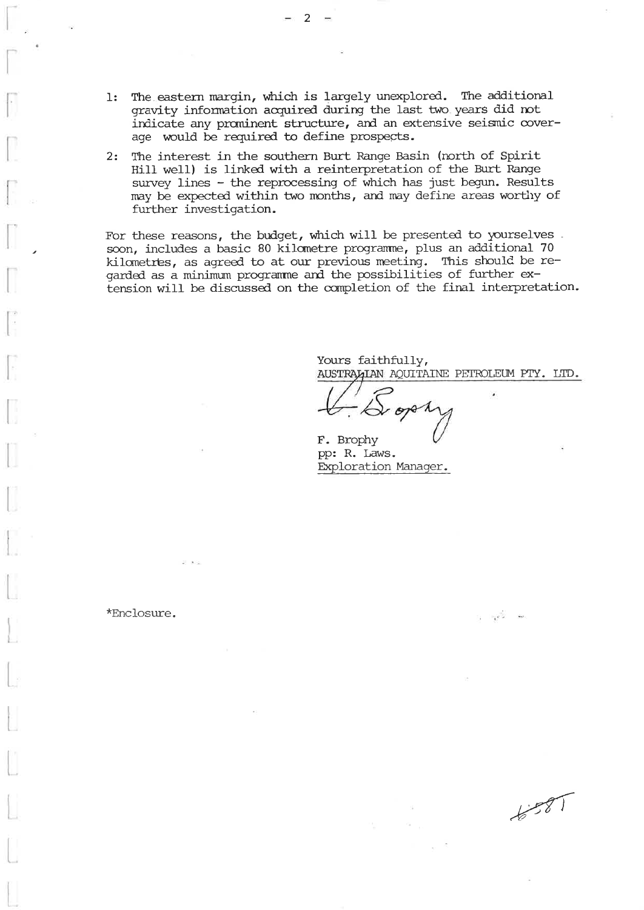1: The eastern margin, which is largely unexplored. The additional gravity information acquired during the last two years did not indicate any prominent structure, and an extensive seismic coverage would be required to define prospects.

2: The interest in the southern Burt Range Basin (north of Spirit Hill well) is linked with a reinterpretation of the Burt Range survey lines - the reprocessing of which has just begun. Results may be expected within two months, and may define areas worthy of further investigation.

For these reasons, the budget, which will be presented to yourselves soon, includes a basic 80 kilometre programme, plus an additional 70 kilometrtes, as agreed to at our previous meeting. This should be regarded as a minimum programme and the possibilities of further extension will be discussed on the completion of the final interpretation.

Yours faithfully,
AUSTRALIAN AQUITAINE PETROLEUM PTY. LTD.

F. Brophy
pp: R. Laws.
Exploration Manager.

*Enclosure.

1581